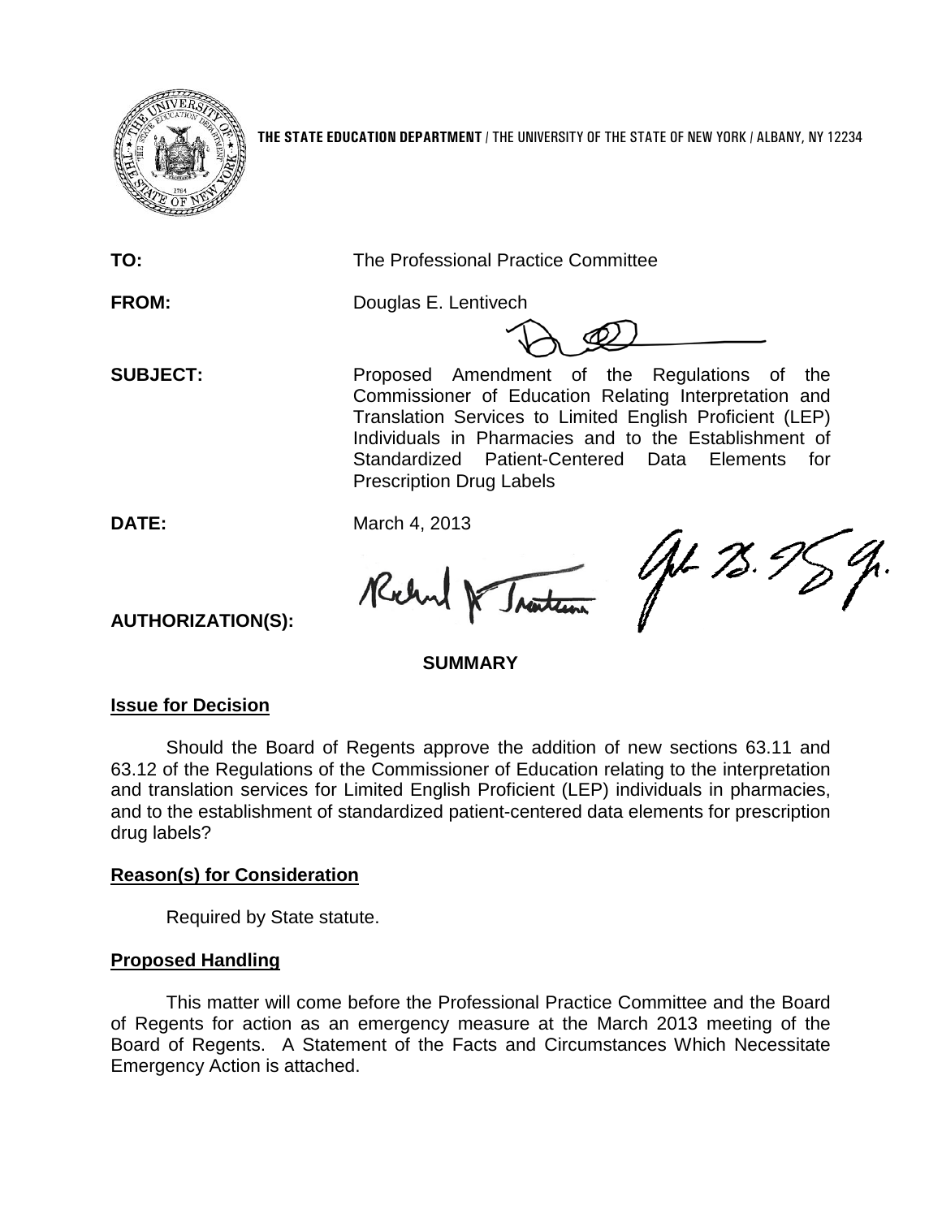**THE STATE EDUCATION DEPARTMENT** / THE UNIVERSITY OF THE STATE OF NEW YORK / ALBANY, NY 12234

**TO:** The Professional Practice Committee

**FROM:** Douglas E. Lentivech

**SUBJECT:** Proposed Amendment of the Regulations of the Commissioner of Education Relating Interpretation and Translation Services to Limited English Proficient (LEP) Individuals in Pharmacies and to the Establishment of Standardized Patient-Centered Data Elements for Prescription Drug Labels

**DATE:** March 4, 2013

**AUTHORIZATION(S):**

## SUMMARY

### Issue for Decision

Should the Board of Regents approve the addition of new sections 63.11 and 63.12 of the Regulations of the Commissioner of Education relating to the interpretation and translation services for Limited English Proficient (LEP) individuals in pharmacies, and to the establishment of standardized patient-centered data elements for prescription drug labels?

### Reason(s) for Consideration

Required by State statute.

### Proposed Handling

This matter will come before the Professional Practice Committee and the Board of Regents for action as an emergency measure at the March 2013 meeting of the Board of Regents. A Statement of the Facts and Circumstances Which Necessitate Emergency Action is attached.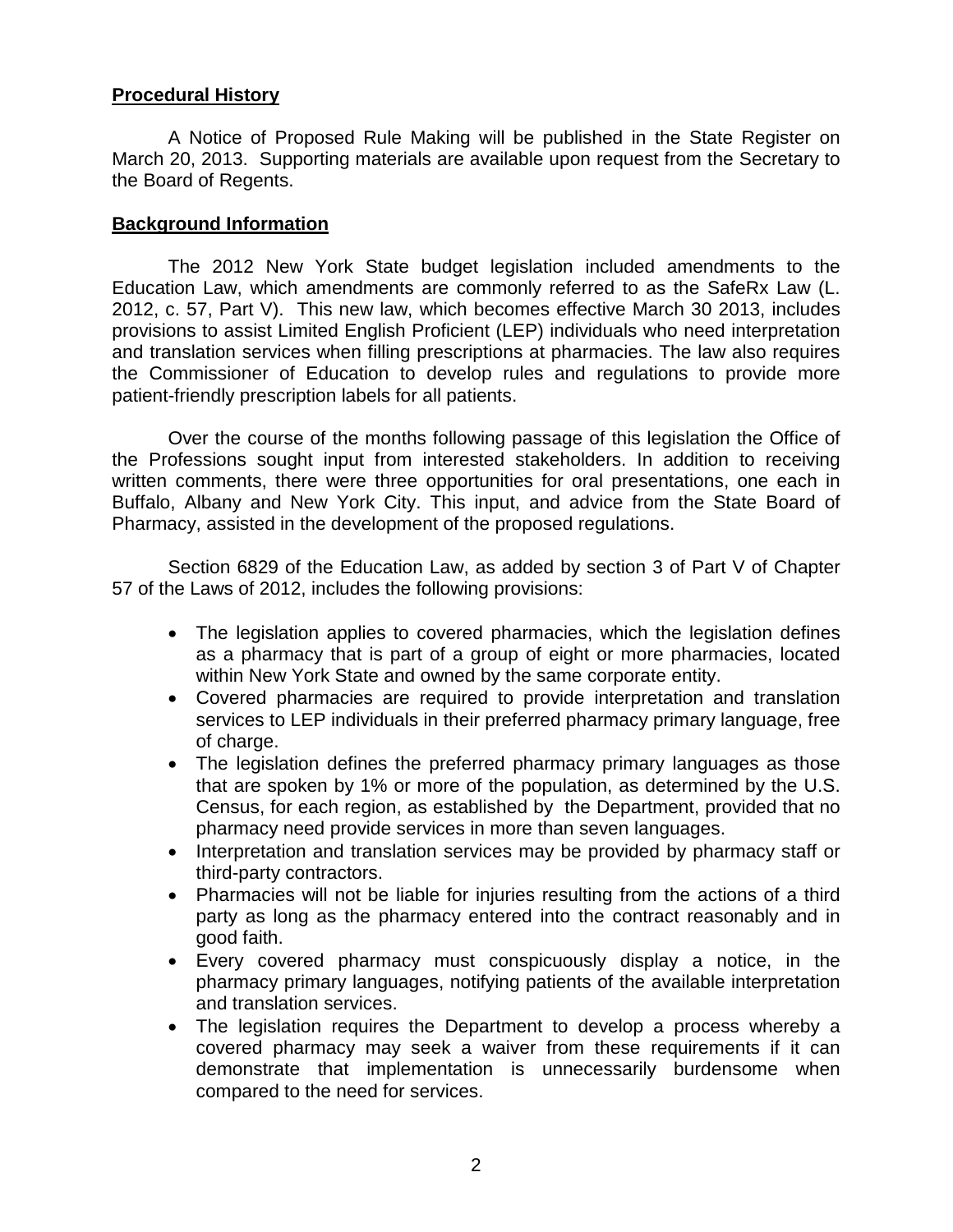**Procedural History**

A Notice of Proposed Rule Making will be published in the State Register on March 20, 2013. Supporting materials are available upon request from the Secretary to the Board of Regents.

**Background Information**

The 2012 New York State budget legislation included amendments to the Education Law, which amendments are commonly referred to as the SafeRx Law (L. 2012, c. 57, Part V). This new law, which becomes effective March 30 2013, includes provisions to assist Limited English Proficient (LEP) individuals who need interpretation and translation services when filling prescriptions at pharmacies. The law also requires the Commissioner of Education to develop rules and regulations to provide more patient-friendly prescription labels for all patients.

Over the course of the months following passage of this legislation the Office of the Professions sought input from interested stakeholders. In addition to receiving written comments, there were three opportunities for oral presentations, one each in Buffalo, Albany and New York City. This input, and advice from the State Board of Pharmacy, assisted in the development of the proposed regulations.

Section 6829 of the Education Law, as added by section 3 of Part V of Chapter 57 of the Laws of 2012, includes the following provisions:

- The legislation applies to covered pharmacies, which the legislation defines as a pharmacy that is part of a group of eight or more pharmacies, located within New York State and owned by the same corporate entity.
- Covered pharmacies are required to provide interpretation and translation services to LEP individuals in their preferred pharmacy primary language, free of charge.
- The legislation defines the preferred pharmacy primary languages as those that are spoken by 1% or more of the population, as determined by the U.S. Census, for each region, as established by the Department, provided that no pharmacy need provide services in more than seven languages.
- Interpretation and translation services may be provided by pharmacy staff or third-party contractors.
- Pharmacies will not be liable for injuries resulting from the actions of a third party as long as the pharmacy entered into the contract reasonably and in good faith.
- Every covered pharmacy must conspicuously display a notice, in the pharmacy primary languages, notifying patients of the available interpretation and translation services.
- The legislation requires the Department to develop a process whereby a covered pharmacy may seek a waiver from these requirements if it can demonstrate that implementation is unnecessarily burdensome when compared to the need for services.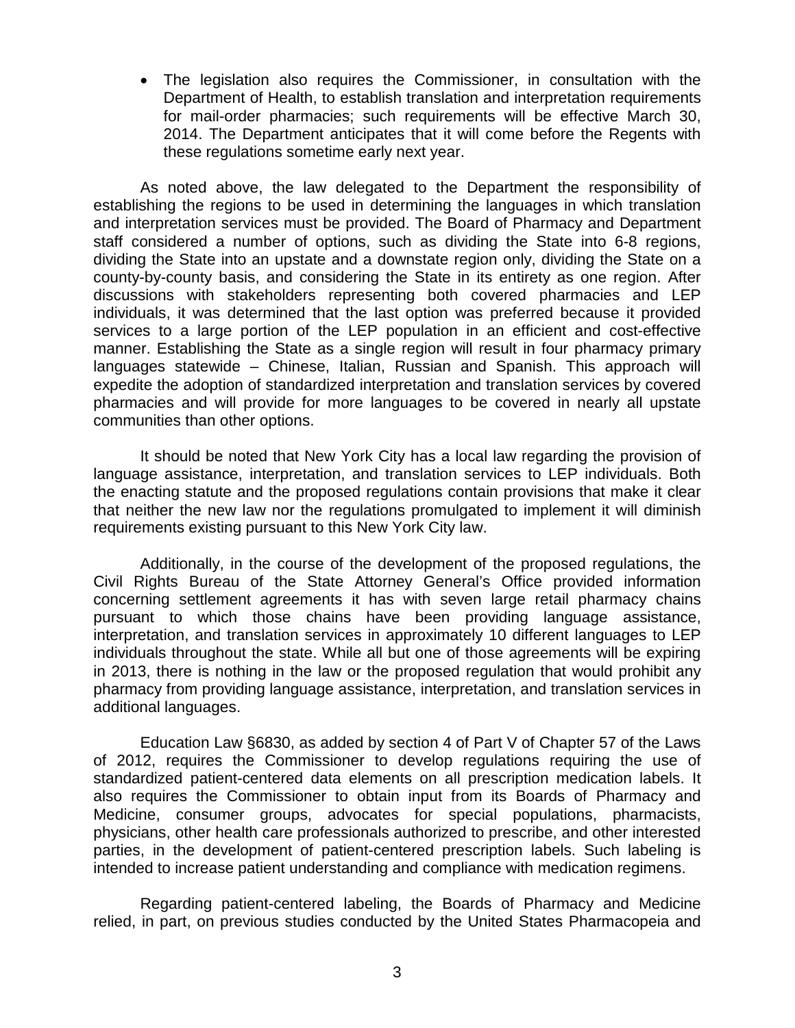- The legislation also requires the Commissioner, in consultation with the Department of Health, to establish translation and interpretation requirements for mail-order pharmacies; such requirements will be effective March 30, 2014. The Department anticipates that it will come before the Regents with these regulations sometime early next year.

As noted above, the law delegated to the Department the responsibility of establishing the regions to be used in determining the languages in which translation and interpretation services must be provided. The Board of Pharmacy and Department staff considered a number of options, such as dividing the State into 6-8 regions, dividing the State into an upstate and a downstate region only, dividing the State on a county-by-county basis, and considering the State in its entirety as one region. After discussions with stakeholders representing both covered pharmacies and LEP individuals, it was determined that the last option was preferred because it provided services to a large portion of the LEP population in an efficient and cost-effective manner. Establishing the State as a single region will result in four pharmacy primary languages statewide – Chinese, Italian, Russian and Spanish. This approach will expedite the adoption of standardized interpretation and translation services by covered pharmacies and will provide for more languages to be covered in nearly all upstate communities than other options.

It should be noted that New York City has a local law regarding the provision of language assistance, interpretation, and translation services to LEP individuals. Both the enacting statute and the proposed regulations contain provisions that make it clear that neither the new law nor the regulations promulgated to implement it will diminish requirements existing pursuant to this New York City law.

Additionally, in the course of the development of the proposed regulations, the Civil Rights Bureau of the State Attorney General's Office provided information concerning settlement agreements it has with seven large retail pharmacy chains pursuant to which those chains have been providing language assistance, interpretation, and translation services in approximately 10 different languages to LEP individuals throughout the state. While all but one of those agreements will be expiring in 2013, there is nothing in the law or the proposed regulation that would prohibit any pharmacy from providing language assistance, interpretation, and translation services in additional languages.

Education Law §6830, as added by section 4 of Part V of Chapter 57 of the Laws of 2012, requires the Commissioner to develop regulations requiring the use of standardized patient-centered data elements on all prescription medication labels. It also requires the Commissioner to obtain input from its Boards of Pharmacy and Medicine, consumer groups, advocates for special populations, pharmacists, physicians, other health care professionals authorized to prescribe, and other interested parties, in the development of patient-centered prescription labels. Such labeling is intended to increase patient understanding and compliance with medication regimens.

Regarding patient-centered labeling, the Boards of Pharmacy and Medicine relied, in part, on previous studies conducted by the United States Pharmacopeia and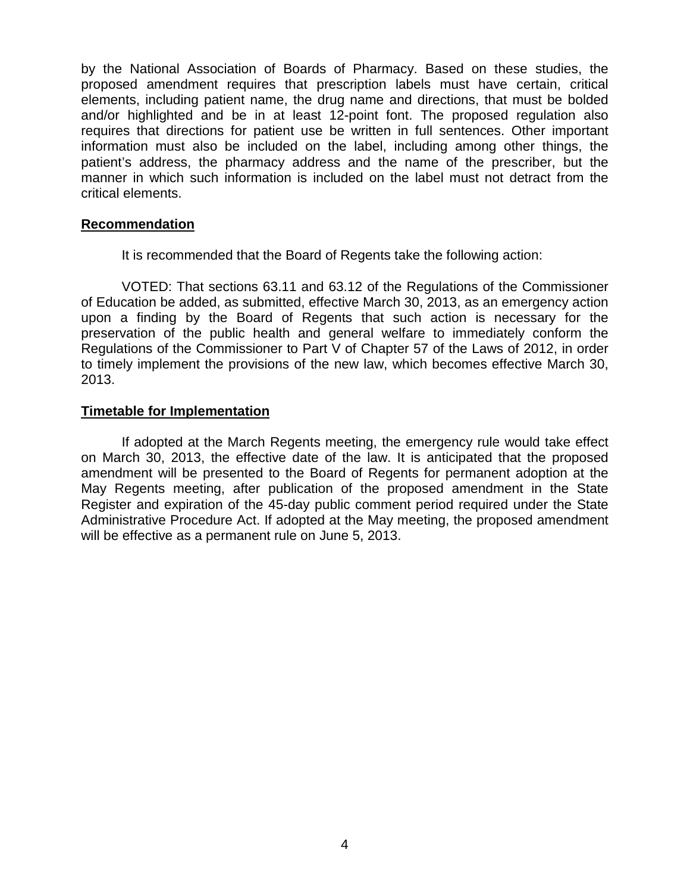by the National Association of Boards of Pharmacy. Based on these studies, the proposed amendment requires that prescription labels must have certain, critical elements, including patient name, the drug name and directions, that must be bolded and/or highlighted and be in at least 12-point font. The proposed regulation also requires that directions for patient use be written in full sentences. Other important information must also be included on the label, including among other things, the patient's address, the pharmacy address and the name of the prescriber, but the manner in which such information is included on the label must not detract from the critical elements.

## Recommendation

It is recommended that the Board of Regents take the following action:

VOTED: That sections 63.11 and 63.12 of the Regulations of the Commissioner of Education be added, as submitted, effective March 30, 2013, as an emergency action upon a finding by the Board of Regents that such action is necessary for the preservation of the public health and general welfare to immediately conform the Regulations of the Commissioner to Part V of Chapter 57 of the Laws of 2012, in order to timely implement the provisions of the new law, which becomes effective March 30, 2013.

## Timetable for Implementation

If adopted at the March Regents meeting, the emergency rule would take effect on March 30, 2013, the effective date of the law. It is anticipated that the proposed amendment will be presented to the Board of Regents for permanent adoption at the May Regents meeting, after publication of the proposed amendment in the State Register and expiration of the 45-day public comment period required under the State Administrative Procedure Act. If adopted at the May meeting, the proposed amendment will be effective as a permanent rule on June 5, 2013.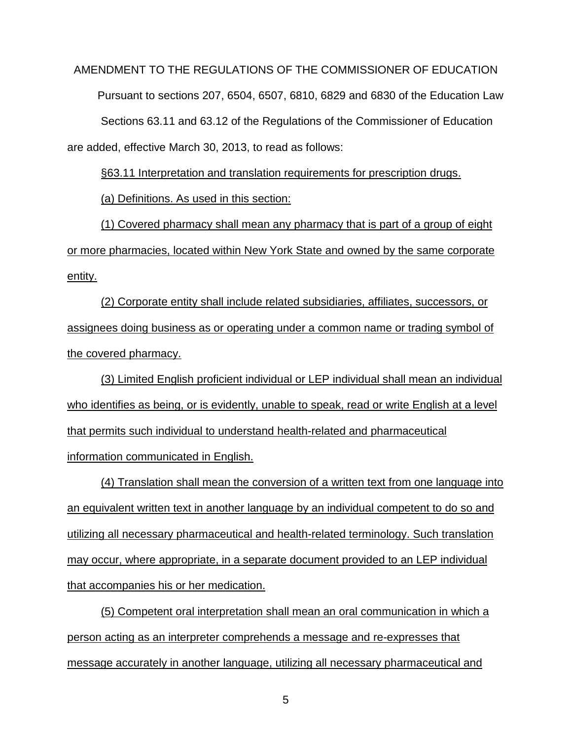AMENDMENT TO THE REGULATIONS OF THE COMMISSIONER OF EDUCATION

Pursuant to sections 207, 6504, 6507, 6810, 6829 and 6830 of the Education Law

Sections 63.11 and 63.12 of the Regulations of the Commissioner of Education are added, effective March 30, 2013, to read as follows:

§63.11 Interpretation and translation requirements for prescription drugs.

(a) Definitions. As used in this section:

(1) Covered pharmacy shall mean any pharmacy that is part of a group of eight or more pharmacies, located within New York State and owned by the same corporate entity.

(2) Corporate entity shall include related subsidiaries, affiliates, successors, or assignees doing business as or operating under a common name or trading symbol of the covered pharmacy.

(3) Limited English proficient individual or LEP individual shall mean an individual who identifies as being, or is evidently, unable to speak, read or write English at a level that permits such individual to understand health-related and pharmaceutical information communicated in English.

(4) Translation shall mean the conversion of a written text from one language into an equivalent written text in another language by an individual competent to do so and utilizing all necessary pharmaceutical and health-related terminology. Such translation may occur, where appropriate, in a separate document provided to an LEP individual that accompanies his or her medication.

(5) Competent oral interpretation shall mean an oral communication in which a person acting as an interpreter comprehends a message and re-expresses that message accurately in another language, utilizing all necessary pharmaceutical and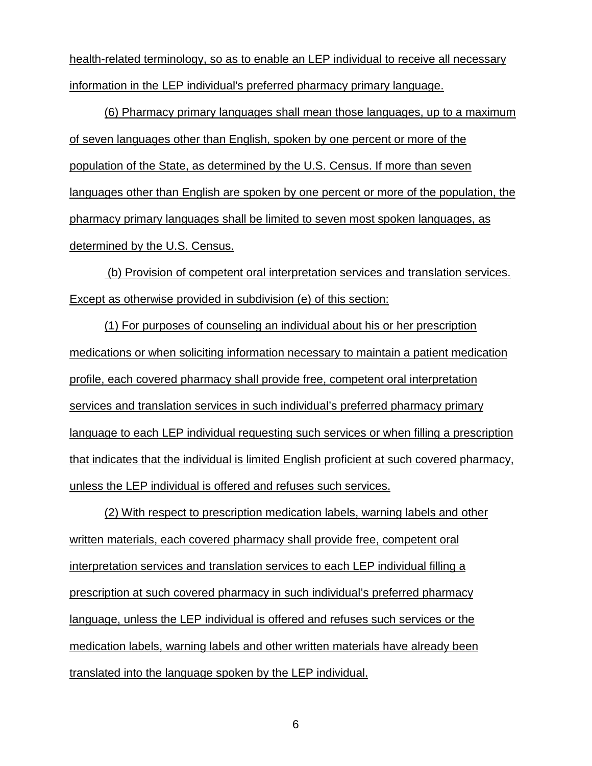health-related terminology, so as to enable an LEP individual to receive all necessary information in the LEP individual's preferred pharmacy primary language.

(6) Pharmacy primary languages shall mean those languages, up to a maximum of seven languages other than English, spoken by one percent or more of the population of the State, as determined by the U.S. Census. If more than seven languages other than English are spoken by one percent or more of the population, the pharmacy primary languages shall be limited to seven most spoken languages, as determined by the U.S. Census.

(b) Provision of competent oral interpretation services and translation services. Except as otherwise provided in subdivision (e) of this section:

(1) For purposes of counseling an individual about his or her prescription medications or when soliciting information necessary to maintain a patient medication profile, each covered pharmacy shall provide free, competent oral interpretation services and translation services in such individual's preferred pharmacy primary language to each LEP individual requesting such services or when filling a prescription that indicates that the individual is limited English proficient at such covered pharmacy, unless the LEP individual is offered and refuses such services.

(2) With respect to prescription medication labels, warning labels and other written materials, each covered pharmacy shall provide free, competent oral interpretation services and translation services to each LEP individual filling a prescription at such covered pharmacy in such individual's preferred pharmacy language, unless the LEP individual is offered and refuses such services or the medication labels, warning labels and other written materials have already been translated into the language spoken by the LEP individual.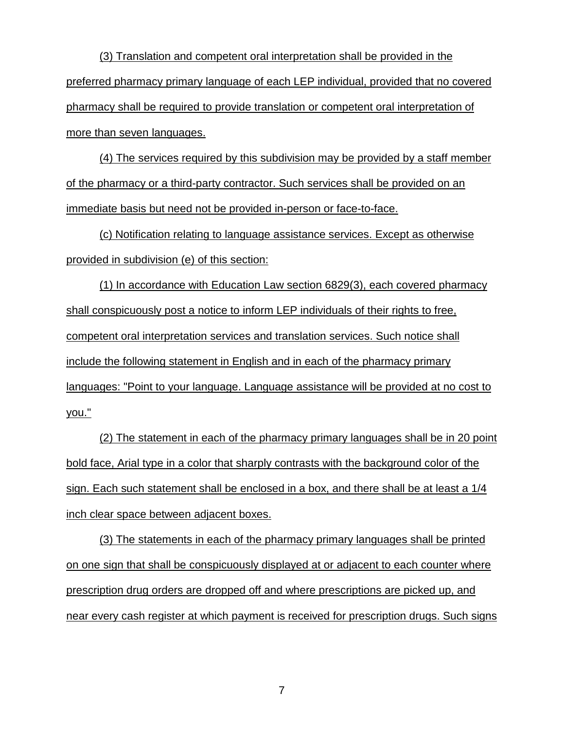(3) Translation and competent oral interpretation shall be provided in the preferred pharmacy primary language of each LEP individual, provided that no covered pharmacy shall be required to provide translation or competent oral interpretation of more than seven languages.

(4) The services required by this subdivision may be provided by a staff member of the pharmacy or a third-party contractor. Such services shall be provided on an immediate basis but need not be provided in-person or face-to-face.

(c) Notification relating to language assistance services. Except as otherwise provided in subdivision (e) of this section:

(1) In accordance with Education Law section 6829(3), each covered pharmacy shall conspicuously post a notice to inform LEP individuals of their rights to free, competent oral interpretation services and translation services. Such notice shall include the following statement in English and in each of the pharmacy primary languages: "Point to your language. Language assistance will be provided at no cost to you."

(2) The statement in each of the pharmacy primary languages shall be in 20 point bold face, Arial type in a color that sharply contrasts with the background color of the sign. Each such statement shall be enclosed in a box, and there shall be at least a 1/4 inch clear space between adjacent boxes.

(3) The statements in each of the pharmacy primary languages shall be printed on one sign that shall be conspicuously displayed at or adjacent to each counter where prescription drug orders are dropped off and where prescriptions are picked up, and near every cash register at which payment is received for prescription drugs. Such signs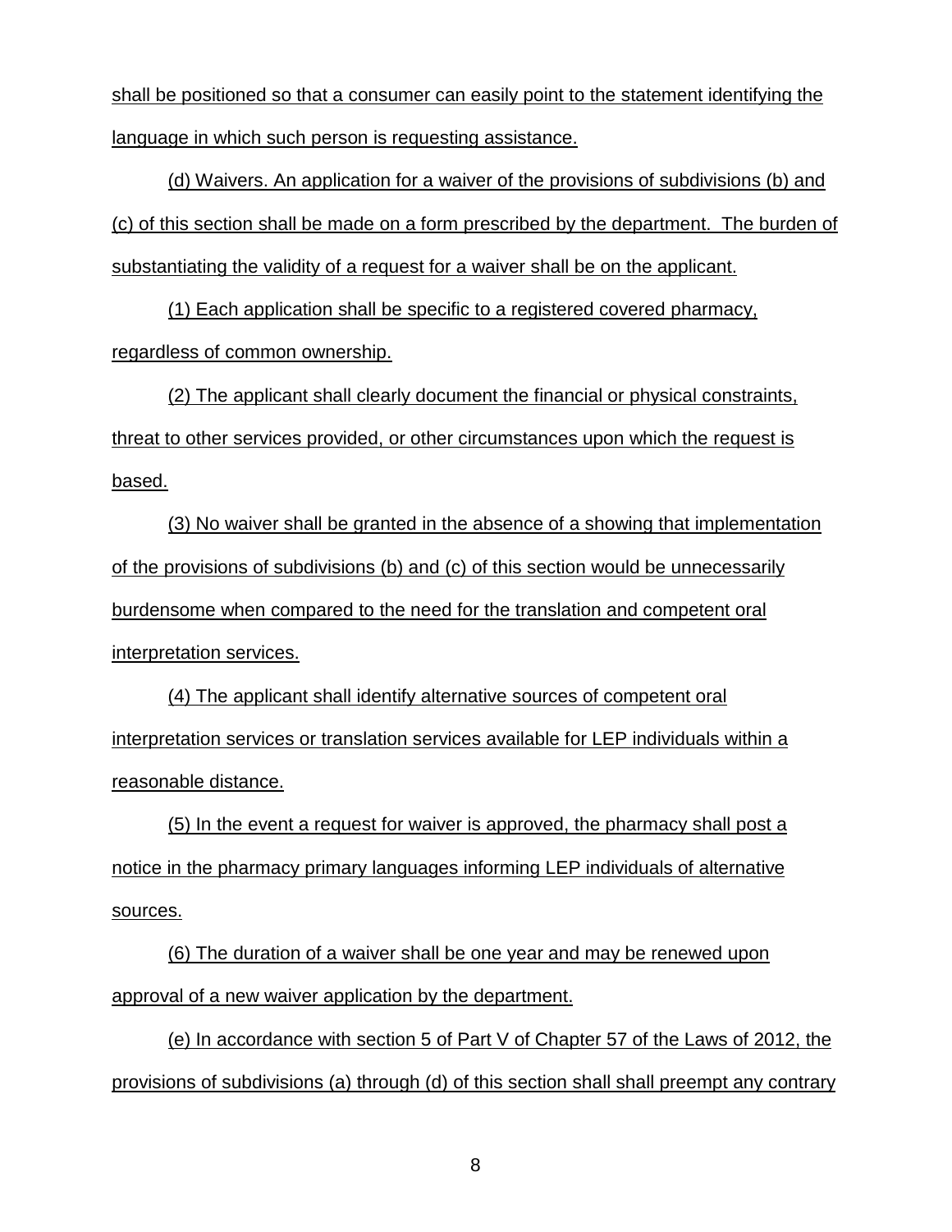shall be positioned so that a consumer can easily point to the statement identifying the language in which such person is requesting assistance.

(d) Waivers. An application for a waiver of the provisions of subdivisions (b) and (c) of this section shall be made on a form prescribed by the department. The burden of substantiating the validity of a request for a waiver shall be on the applicant.

(1) Each application shall be specific to a registered covered pharmacy, regardless of common ownership.

(2) The applicant shall clearly document the financial or physical constraints, threat to other services provided, or other circumstances upon which the request is based.

(3) No waiver shall be granted in the absence of a showing that implementation of the provisions of subdivisions (b) and (c) of this section would be unnecessarily burdensome when compared to the need for the translation and competent oral interpretation services.

(4) The applicant shall identify alternative sources of competent oral interpretation services or translation services available for LEP individuals within a reasonable distance.

(5) In the event a request for waiver is approved, the pharmacy shall post a notice in the pharmacy primary languages informing LEP individuals of alternative sources.

(6) The duration of a waiver shall be one year and may be renewed upon approval of a new waiver application by the department.

(e) In accordance with section 5 of Part V of Chapter 57 of the Laws of 2012, the provisions of subdivisions (a) through (d) of this section shall shall preempt any contrary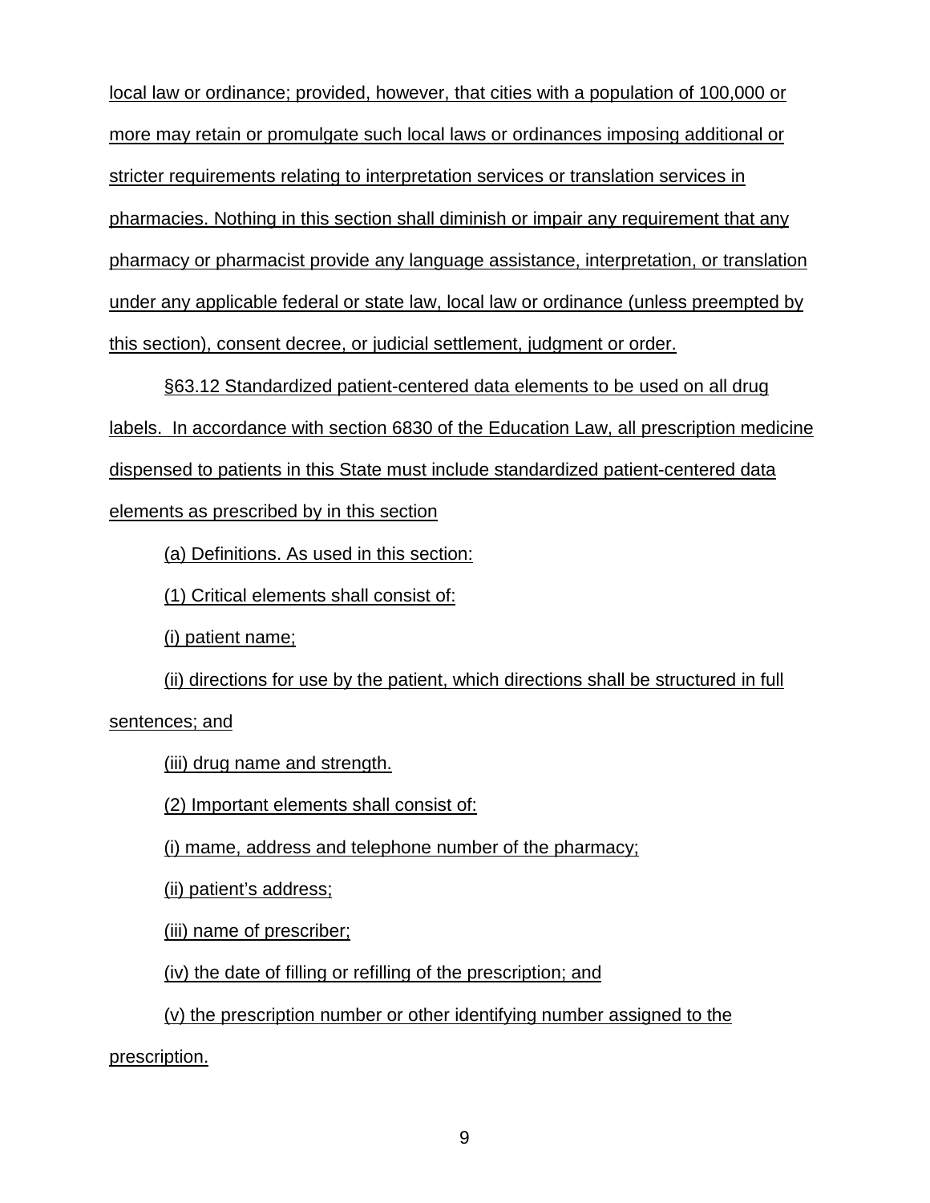local law or ordinance; provided, however, that cities with a population of 100,000 or more may retain or promulgate such local laws or ordinances imposing additional or stricter requirements relating to interpretation services or translation services in pharmacies. Nothing in this section shall diminish or impair any requirement that any pharmacy or pharmacist provide any language assistance, interpretation, or translation under any applicable federal or state law, local law or ordinance (unless preempted by this section), consent decree, or judicial settlement, judgment or order.

§63.12 Standardized patient-centered data elements to be used on all drug labels. In accordance with section 6830 of the Education Law, all prescription medicine dispensed to patients in this State must include standardized patient-centered data elements as prescribed by in this section

(a) Definitions. As used in this section:

(1) Critical elements shall consist of:

(i) patient name;

(ii) directions for use by the patient, which directions shall be structured in full sentences; and

(iii) drug name and strength.

(2) Important elements shall consist of:

(i) mame, address and telephone number of the pharmacy;

(ii) patient's address;

(iii) name of prescriber;

(iv) the date of filling or refilling of the prescription; and

(v) the prescription number or other identifying number assigned to the prescription.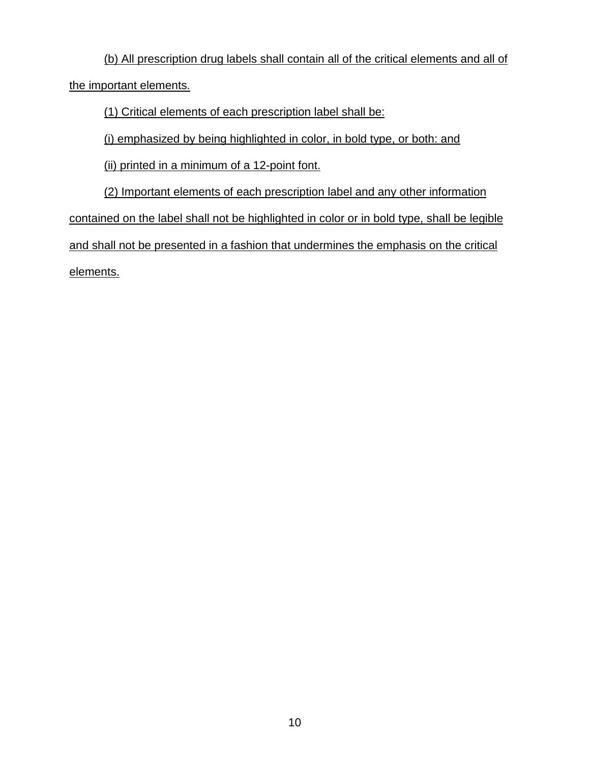(b) All prescription drug labels shall contain all of the critical elements and all of the important elements.

(1) Critical elements of each prescription label shall be:

(i) emphasized by being highlighted in color, in bold type, or both: and

(ii) printed in a minimum of a 12-point font.

(2) Important elements of each prescription label and any other information contained on the label shall not be highlighted in color or in bold type, shall be legible and shall not be presented in a fashion that undermines the emphasis on the critical elements.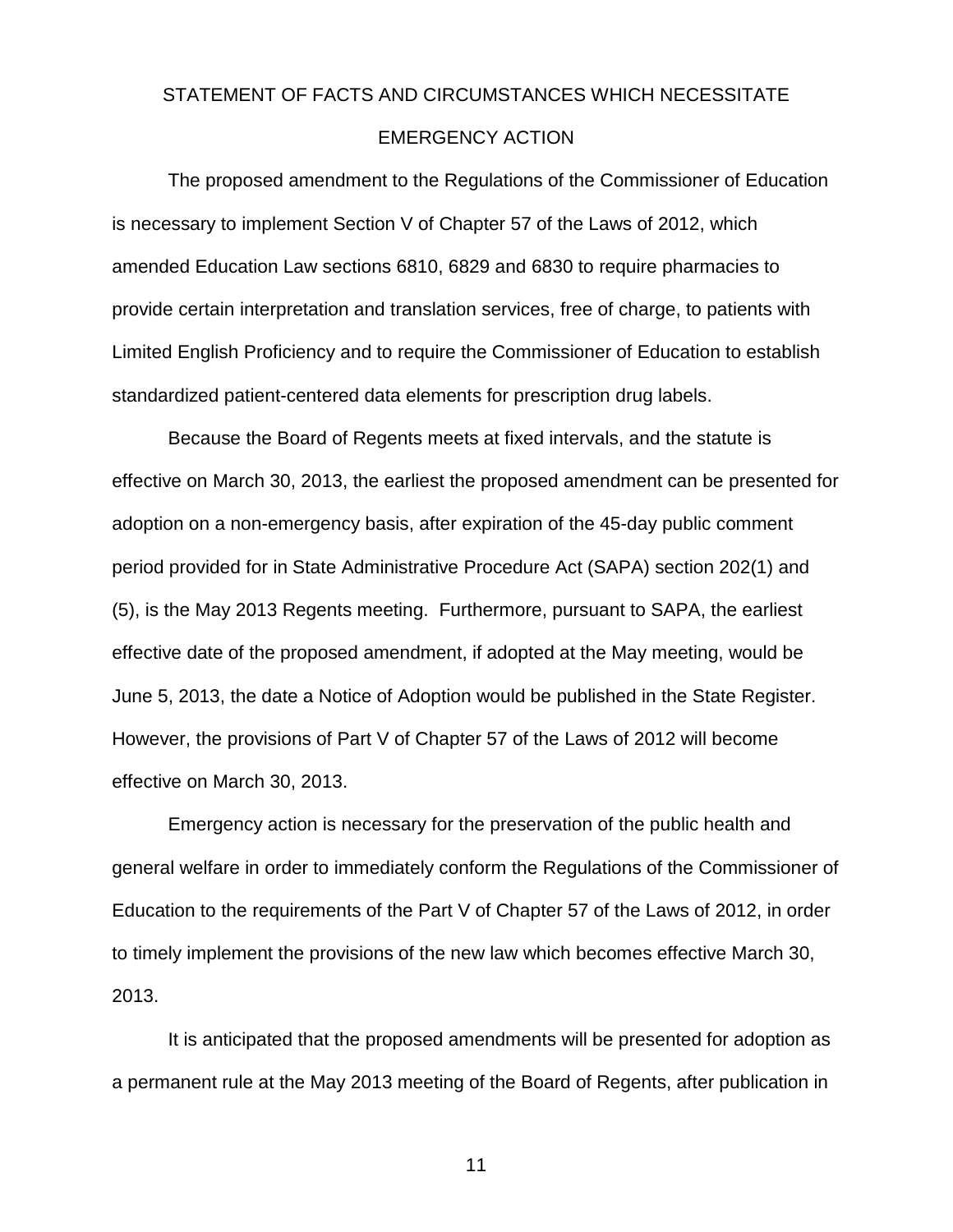# STATEMENT OF FACTS AND CIRCUMSTANCES WHICH NECESSITATE EMERGENCY ACTION

The proposed amendment to the Regulations of the Commissioner of Education is necessary to implement Section V of Chapter 57 of the Laws of 2012, which amended Education Law sections 6810, 6829 and 6830 to require pharmacies to provide certain interpretation and translation services, free of charge, to patients with Limited English Proficiency and to require the Commissioner of Education to establish standardized patient-centered data elements for prescription drug labels.

Because the Board of Regents meets at fixed intervals, and the statute is effective on March 30, 2013, the earliest the proposed amendment can be presented for adoption on a non-emergency basis, after expiration of the 45-day public comment period provided for in State Administrative Procedure Act (SAPA) section 202(1) and (5), is the May 2013 Regents meeting. Furthermore, pursuant to SAPA, the earliest effective date of the proposed amendment, if adopted at the May meeting, would be June 5, 2013, the date a Notice of Adoption would be published in the State Register. However, the provisions of Part V of Chapter 57 of the Laws of 2012 will become effective on March 30, 2013.

Emergency action is necessary for the preservation of the public health and general welfare in order to immediately conform the Regulations of the Commissioner of Education to the requirements of the Part V of Chapter 57 of the Laws of 2012, in order to timely implement the provisions of the new law which becomes effective March 30, 2013.

It is anticipated that the proposed amendments will be presented for adoption as a permanent rule at the May 2013 meeting of the Board of Regents, after publication in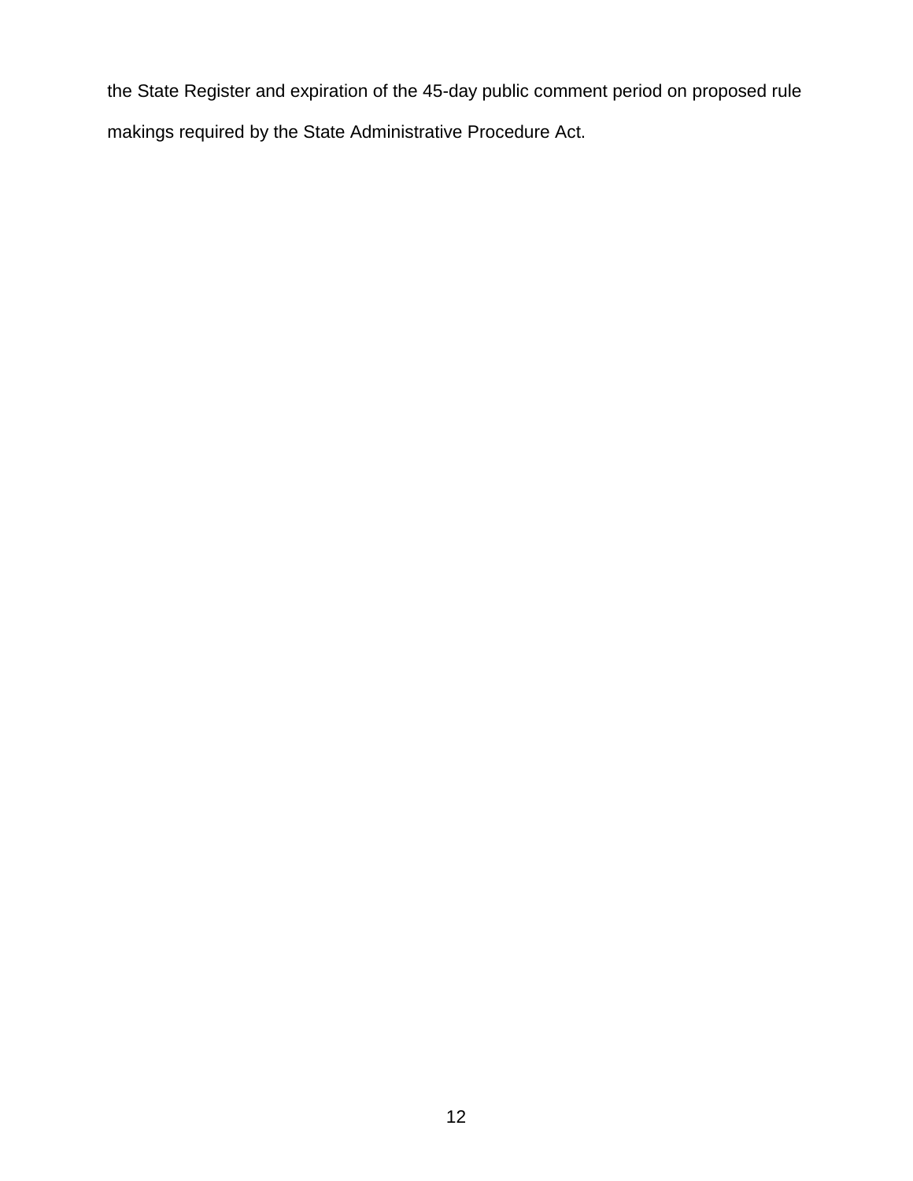the State Register and expiration of the 45-day public comment period on proposed rule makings required by the State Administrative Procedure Act.